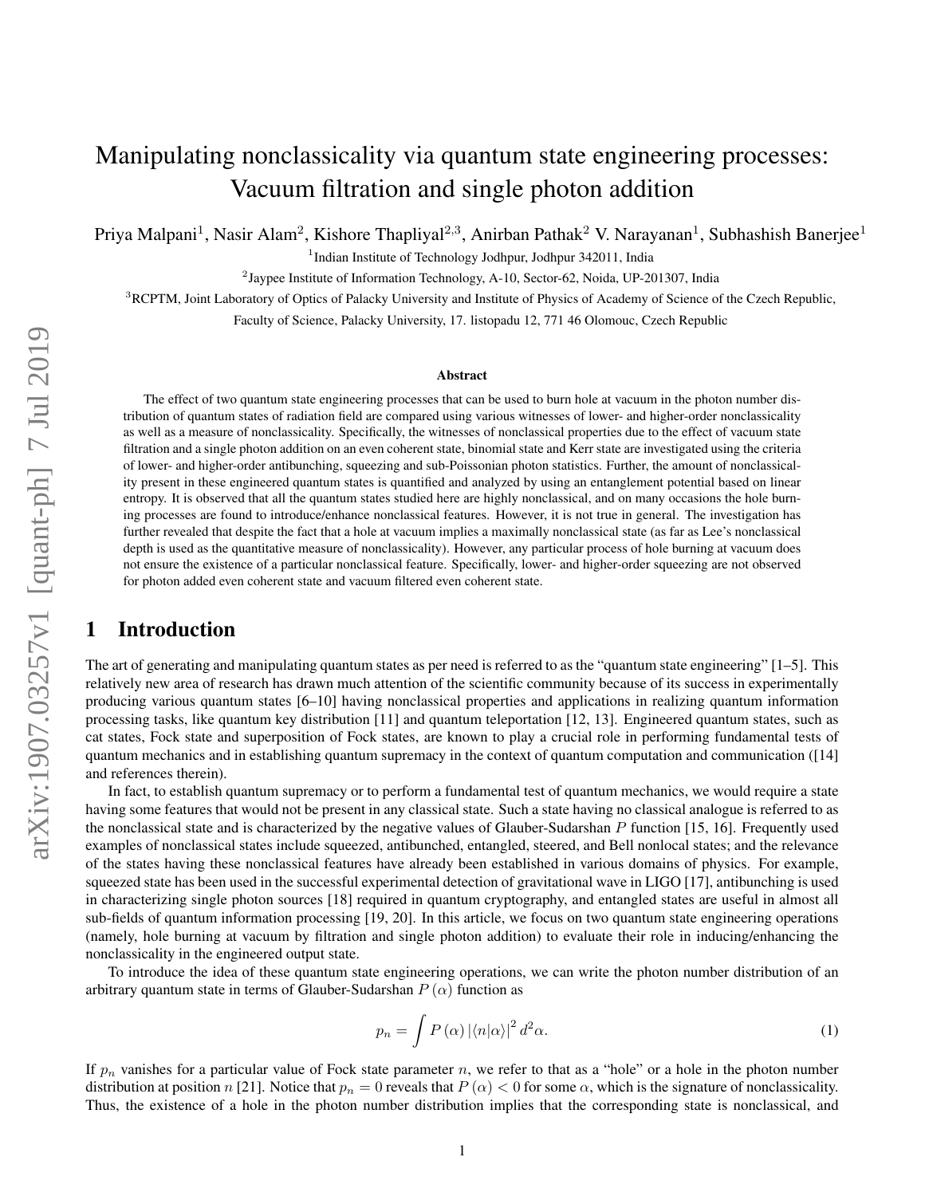# Manipulating nonclassicality via quantum state engineering processes: Vacuum filtration and single photon addition

Priya Malpani[1], Nasir Alam[2], Kishore Thapliyal[2,3], Anirban Pathak[2] V. Narayanan[1], Subhashish Banerjee[1]

[1]Indian Institute of Technology Jodhpur, Jodhpur 342011, India

[2]Jaypee Institute of Information Technology, A-10, Sector-62, Noida, UP-201307, India

[3]RCPTM, Joint Laboratory of Optics of Palacky University and Institute of Physics of Academy of Science of the Czech Republic, Faculty of Science, Palacky University, 17. listopadu 12, 771 46 Olomouc, Czech Republic

### Abstract

The effect of two quantum state engineering processes that can be used to burn hole at vacuum in the photon number distribution of quantum states of radiation field are compared using various witnesses of lower- and higher-order nonclassicality as well as a measure of nonclassicality. Specifically, the witnesses of nonclassical properties due to the effect of vacuum state filtration and a single photon addition on an even coherent state, binomial state and Kerr state are investigated using the criteria of lower- and higher-order antibunching, squeezing and sub-Poissonian photon statistics. Further, the amount of nonclassicality present in these engineered quantum states is quantified and analyzed by using an entanglement potential based on linear entropy. It is observed that all the quantum states studied here are highly nonclassical, and on many occasions the hole burning processes are found to introduce/enhance nonclassical features. However, it is not true in general. The investigation has further revealed that despite the fact that a hole at vacuum implies a maximally nonclassical state (as far as Lee's nonclassical depth is used as the quantitative measure of nonclassicality). However, any particular process of hole burning at vacuum does not ensure the existence of a particular nonclassical feature. Specifically, lower- and higher-order squeezing are not observed for photon added even coherent state and vacuum filtered even coherent state.

## 1 Introduction

The art of generating and manipulating quantum states as per need is referred to as the "quantum state engineering" [1–5]. This relatively new area of research has drawn much attention of the scientific community because of its success in experimentally producing various quantum states [6–10] having nonclassical properties and applications in realizing quantum information processing tasks, like quantum key distribution [11] and quantum teleportation [12, 13]. Engineered quantum states, such as cat states, Fock state and superposition of Fock states, are known to play a crucial role in performing fundamental tests of quantum mechanics and in establishing quantum supremacy in the context of quantum computation and communication ([14] and references therein).

In fact, to establish quantum supremacy or to perform a fundamental test of quantum mechanics, we would require a state having some features that would not be present in any classical state. Such a state having no classical analogue is referred to as the nonclassical state and is characterized by the negative values of Glauber-Sudarshan $P$ function [15, 16]. Frequently used examples of nonclassical states include squeezed, antibunched, entangled, steered, and Bell nonlocal states; and the relevance of the states having these nonclassical features have already been established in various domains of physics. For example, squeezed state has been used in the successful experimental detection of gravitational wave in LIGO [17], antibunching is used in characterizing single photon sources [18] required in quantum cryptography, and entangled states are useful in almost all sub-fields of quantum information processing [19, 20]. In this article, we focus on two quantum state engineering operations (namely, hole burning at vacuum by filtration and single photon addition) to evaluate their role in inducing/enhancing the nonclassicality in the engineered output state.

To introduce the idea of these quantum state engineering operations, we can write the photon number distribution of an arbitrary quantum state in terms of Glauber-Sudarshan $P\left(\alpha\right)$ function as

$$p_n = \int P\left(\alpha\right)\left|\langle n|\alpha\rangle\right|^2 d^2\alpha. \tag{1}$$

If $p_n$ vanishes for a particular value of Fock state parameter $n$, we refer to that as a "hole" or a hole in the photon number distribution at position $n$ [21]. Notice that $p_n = 0$ reveals that $P\left(\alpha\right) < 0$ for some $\alpha$, which is the signature of nonclassicality. Thus, the existence of a hole in the photon number distribution implies that the corresponding state is nonclassical, and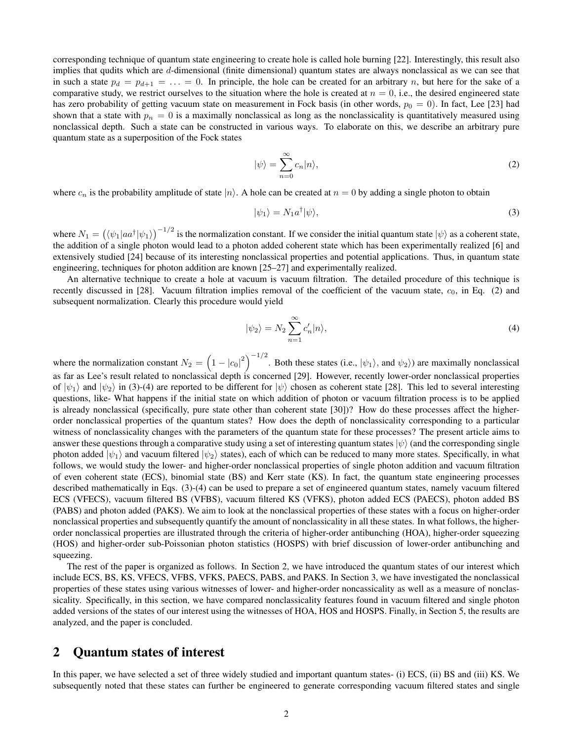corresponding technique of quantum state engineering to create hole is called hole burning [22]. Interestingly, this result also implies that qudits which are $d$-dimensional (finite dimensional) quantum states are always nonclassical as we can see that in such a state $p_d = p_{d+1} = \ldots = 0$. In principle, the hole can be created for an arbitrary $n$, but here for the sake of a comparative study, we restrict ourselves to the situation where the hole is created at $n = 0$, i.e., the desired engineered state has zero probability of getting vacuum state on measurement in Fock basis (in other words, $p_0 = 0$). In fact, Lee [23] had shown that a state with $p_n = 0$ is a maximally nonclassical as long as the nonclassicality is quantitatively measured using nonclassical depth. Such a state can be constructed in various ways. To elaborate on this, we describe an arbitrary pure quantum state as a superposition of the Fock states

$$|\psi\rangle = \sum_{n=0}^{\infty} c_n |n\rangle, \tag{2}$$

where $c_n$ is the probability amplitude of state $|n\rangle$. A hole can be created at $n = 0$ by adding a single photon to obtain

$$|\psi_1\rangle = N_1 a^{\dagger} |\psi\rangle, \tag{3}$$

where $N_1 = \left(\langle\psi_1|aa^{\dagger}|\psi_1\rangle\right)^{-1/2}$ is the normalization constant. If we consider the initial quantum state $|\psi\rangle$ as a coherent state, the addition of a single photon would lead to a photon added coherent state which has been experimentally realized [6] and extensively studied [24] because of its interesting nonclassical properties and potential applications. Thus, in quantum state engineering, techniques for photon addition are known [25–27] and experimentally realized.

An alternative technique to create a hole at vacuum is vacuum filtration. The detailed procedure of this technique is recently discussed in [28]. Vacuum filtration implies removal of the coefficient of the vacuum state, $c_0$, in Eq. (2) and subsequent normalization. Clearly this procedure would yield

$$|\psi_2\rangle = N_2 \sum_{n=1}^{\infty} c'_n |n\rangle, \tag{4}$$

where the normalization constant $N_2 = \left(1 - |c_0|^2\right)^{-1/2}$. Both these states (i.e., $|\psi_1\rangle$, and $\psi_2\rangle$) are maximally nonclassical as far as Lee's result related to nonclassical depth is concerned [29]. However, recently lower-order nonclassical properties of $|\psi_1\rangle$ and $|\psi_2\rangle$ in (3)-(4) are reported to be different for $|\psi\rangle$ chosen as coherent state [28]. This led to several interesting questions, like- What happens if the initial state on which addition of photon or vacuum filtration process is to be applied is already nonclassical (specifically, pure state other than coherent state [30])? How do these processes affect the higher-order nonclassical properties of the quantum states? How does the depth of nonclassicality corresponding to a particular witness of nonclassicality changes with the parameters of the quantum state for these processes? The present article aims to answer these questions through a comparative study using a set of interesting quantum states $|\psi\rangle$ (and the corresponding single photon added $|\psi_1\rangle$ and vacuum filtered $|\psi_2\rangle$ states), each of which can be reduced to many more states. Specifically, in what follows, we would study the lower- and higher-order nonclassical properties of single photon addition and vacuum filtration of even coherent state (ECS), binomial state (BS) and Kerr state (KS). In fact, the quantum state engineering processes described mathematically in Eqs. (3)-(4) can be used to prepare a set of engineered quantum states, namely vacuum filtered ECS (VFECS), vacuum filtered BS (VFBS), vacuum filtered KS (VFKS), photon added ECS (PAECS), photon added BS (PABS) and photon added (PAKS). We aim to look at the nonclassical properties of these states with a focus on higher-order nonclassical properties and subsequently quantify the amount of nonclassicality in all these states. In what follows, the higher-order nonclassical properties are illustrated through the criteria of higher-order antibunching (HOA), higher-order squeezing (HOS) and higher-order sub-Poissonian photon statistics (HOSPS) with brief discussion of lower-order antibunching and squeezing.

The rest of the paper is organized as follows. In Section 2, we have introduced the quantum states of our interest which include ECS, BS, KS, VFECS, VFBS, VFKS, PAECS, PABS, and PAKS. In Section 3, we have investigated the nonclassical properties of these states using various witnesses of lower- and higher-order noncassicality as well as a measure of nonclassicality. Specifically, in this section, we have compared nonclassicality features found in vacuum filtered and single photon added versions of the states of our interest using the witnesses of HOA, HOS and HOSPS. Finally, in Section 5, the results are analyzed, and the paper is concluded.

## 2 Quantum states of interest

In this paper, we have selected a set of three widely studied and important quantum states- (i) ECS, (ii) BS and (iii) KS. We subsequently noted that these states can further be engineered to generate corresponding vacuum filtered states and single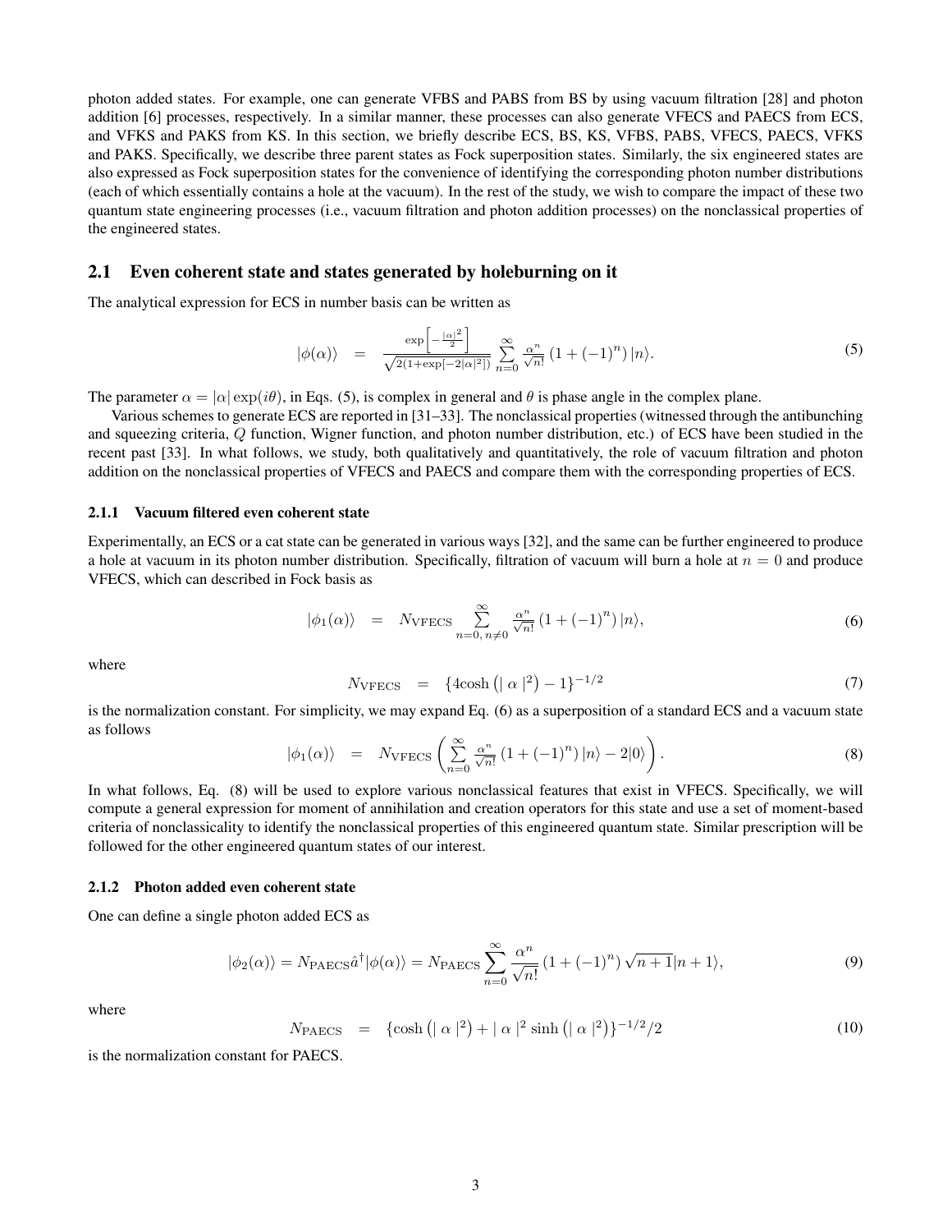photon added states. For example, one can generate VFBS and PABS from BS by using vacuum filtration [28] and photon addition [6] processes, respectively. In a similar manner, these processes can also generate VFECS and PAECS from ECS, and VFKS and PAKS from KS. In this section, we briefly describe ECS, BS, KS, VFBS, PABS, VFECS, PAECS, VFKS and PAKS. Specifically, we describe three parent states as Fock superposition states. Similarly, the six engineered states are also expressed as Fock superposition states for the convenience of identifying the corresponding photon number distributions (each of which essentially contains a hole at the vacuum). In the rest of the study, we wish to compare the impact of these two quantum state engineering processes (i.e., vacuum filtration and photon addition processes) on the nonclassical properties of the engineered states.

## 2.1 Even coherent state and states generated by holeburning on it

The analytical expression for ECS in number basis can be written as

$$|\phi(\alpha)\rangle \quad = \quad \frac{\exp\left[-\frac{|\alpha|^2}{2}\right]}{\sqrt{2(1+\exp[-2|\alpha|^2])}} \sum_{n=0}^{\infty} \frac{\alpha^n}{\sqrt{n!}} \left(1+(-1)^n\right)|n\rangle. \tag{5}$$

The parameter $\alpha = |\alpha|\exp(i\theta)$, in Eqs. (5), is complex in general and $\theta$ is phase angle in the complex plane.

Various schemes to generate ECS are reported in [31–33]. The nonclassical properties (witnessed through the antibunching and squeezing criteria, $Q$ function, Wigner function, and photon number distribution, etc.) of ECS have been studied in the recent past [33]. In what follows, we study, both qualitatively and quantitatively, the role of vacuum filtration and photon addition on the nonclassical properties of VFECS and PAECS and compare them with the corresponding properties of ECS.

### 2.1.1 Vacuum filtered even coherent state

Experimentally, an ECS or a cat state can be generated in various ways [32], and the same can be further engineered to produce a hole at vacuum in its photon number distribution. Specifically, filtration of vacuum will burn a hole at $n = 0$ and produce VFECS, which can described in Fock basis as

$$|\phi_1(\alpha)\rangle \quad = \quad N_{\rm VFECS} \sum_{n=0,\, n\neq 0}^{\infty} \frac{\alpha^n}{\sqrt{n!}} \left(1+(-1)^n\right)|n\rangle, \tag{6}$$

where

$$N_{\rm VFECS} \quad = \quad \left\{4\cosh\left(|\ \alpha\ |^2\right)-1\right\}^{-1/2} \tag{7}$$

is the normalization constant. For simplicity, we may expand Eq. (6) as a superposition of a standard ECS and a vacuum state as follows

$$|\phi_1(\alpha)\rangle \quad = \quad N_{\rm VFECS}\left(\sum_{n=0}^{\infty} \frac{\alpha^n}{\sqrt{n!}} \left(1+(-1)^n\right)|n\rangle - 2|0\rangle\right). \tag{8}$$

In what follows, Eq. (8) will be used to explore various nonclassical features that exist in VFECS. Specifically, we will compute a general expression for moment of annihilation and creation operators for this state and use a set of moment-based criteria of nonclassicality to identify the nonclassical properties of this engineered quantum state. Similar prescription will be followed for the other engineered quantum states of our interest.

### 2.1.2 Photon added even coherent state

One can define a single photon added ECS as

$$|\phi_2(\alpha)\rangle = N_{\rm PAECS}\hat{a}^{\dagger}|\phi(\alpha)\rangle = N_{\rm PAECS}\sum_{n=0}^{\infty}\frac{\alpha^n}{\sqrt{n!}}\left(1+(-1)^n\right)\sqrt{n+1}|n+1\rangle, \tag{9}$$

where

$$N_{\rm PAECS} \quad = \quad \left\{\cosh\left(|\ \alpha\ |^2\right)+|\ \alpha\ |^2\sinh\left(|\ \alpha\ |^2\right)\right\}^{-1/2}/2 \tag{10}$$

is the normalization constant for PAECS.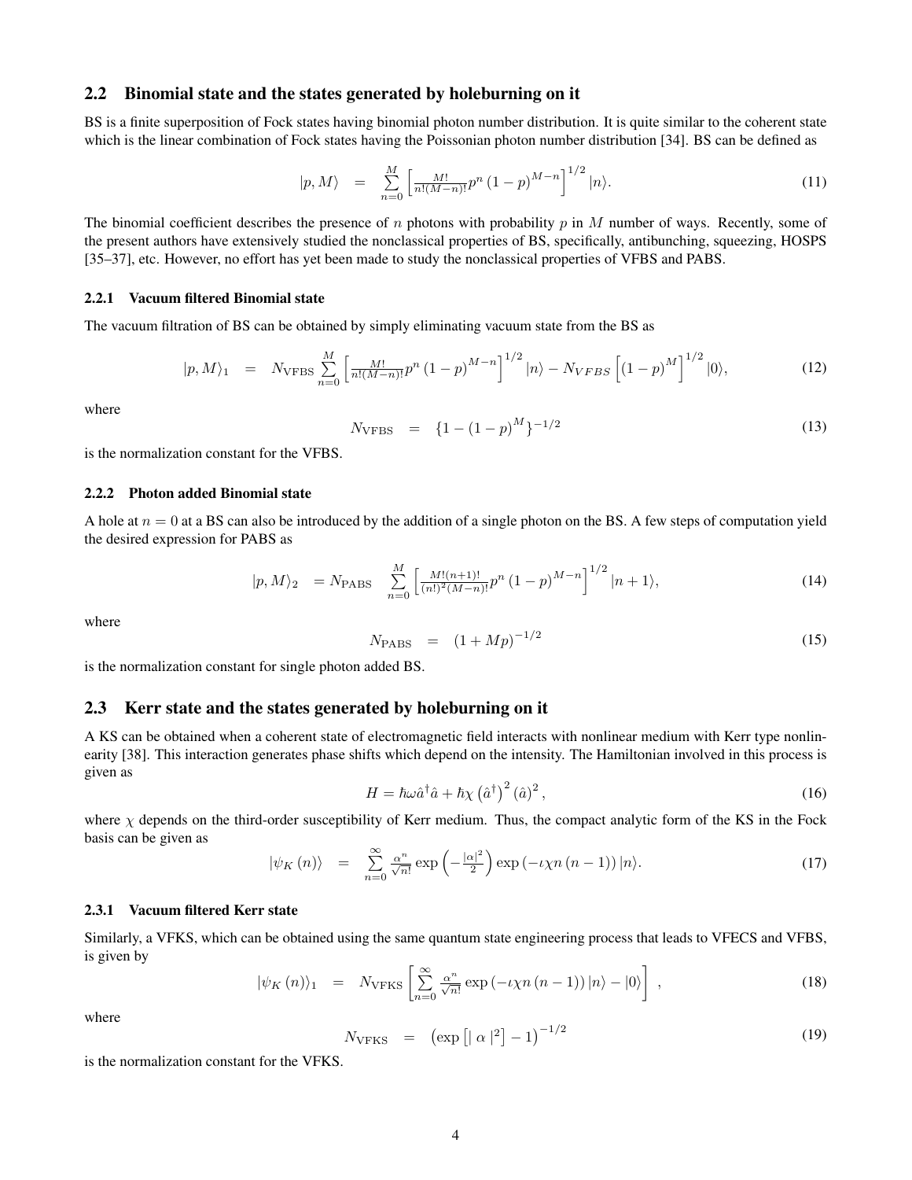## 2.2 Binomial state and the states generated by holeburning on it

BS is a finite superposition of Fock states having binomial photon number distribution. It is quite similar to the coherent state which is the linear combination of Fock states having the Poissonian photon number distribution [34]. BS can be defined as

$$|p,M\rangle \quad = \quad \sum_{n=0}^{M}\left[\frac{M!}{n!(M-n)!}p^{n}\left(1-p\right)^{M-n}\right]^{1/2}|n\rangle. \tag{11}$$

The binomial coefficient describes the presence of $n$ photons with probability $p$ in $M$ number of ways. Recently, some of the present authors have extensively studied the nonclassical properties of BS, specifically, antibunching, squeezing, HOSPS [35–37], etc. However, no effort has yet been made to study the nonclassical properties of VFBS and PABS.

### 2.2.1 Vacuum filtered Binomial state

The vacuum filtration of BS can be obtained by simply eliminating vacuum state from the BS as

$$|p,M\rangle_{1} \quad = \quad N_{\rm VFBS}\sum_{n=0}^{M}\left[\frac{M!}{n!(M-n)!}p^{n}\left(1-p\right)^{M-n}\right]^{1/2}|n\rangle-N_{VFBS}\left[\left(1-p\right)^{M}\right]^{1/2}|0\rangle, \tag{12}$$

where

$$N_{\rm VFBS} \quad = \quad \{1-(1-p)^{M}\}^{-1/2} \tag{13}$$

is the normalization constant for the VFBS.

### 2.2.2 Photon added Binomial state

A hole at $n=0$ at a BS can also be introduced by the addition of a single photon on the BS. A few steps of computation yield the desired expression for PABS as

$$|p,M\rangle_{2} \quad = N_{\rm PABS} \quad \sum_{n=0}^{M}\left[\frac{M!(n+1)!}{(n!)^{2}(M-n)!}p^{n}\left(1-p\right)^{M-n}\right]^{1/2}|n+1\rangle, \tag{14}$$

where

$$N_{\rm PABS} \quad = \quad (1+Mp)^{-1/2} \tag{15}$$

is the normalization constant for single photon added BS.

## 2.3 Kerr state and the states generated by holeburning on it

A KS can be obtained when a coherent state of electromagnetic field interacts with nonlinear medium with Kerr type nonlinearity [38]. This interaction generates phase shifts which depend on the intensity. The Hamiltonian involved in this process is given as

$$H=\hbar\omega\hat{a}^{\dagger}\hat{a}+\hbar\chi\left(\hat{a}^{\dagger}\right)^{2}\left(\hat{a}\right)^{2}, \tag{16}$$

where $\chi$ depends on the third-order susceptibility of Kerr medium. Thus, the compact analytic form of the KS in the Fock basis can be given as

$$|\psi_{K}\left(n\right)\rangle \quad = \quad \sum_{n=0}^{\infty}\frac{\alpha^{n}}{\sqrt{n!}}\exp\left(-\frac{|\alpha|^{2}}{2}\right)\exp\left(-\iota\chi n\left(n-1\right)\right)|n\rangle. \tag{17}$$

### 2.3.1 Vacuum filtered Kerr state

Similarly, a VFKS, which can be obtained using the same quantum state engineering process that leads to VFECS and VFBS, is given by

$$|\psi_{K}\left(n\right)\rangle_{1} \quad = \quad N_{\rm VFKS}\left[\sum_{n=0}^{\infty}\frac{\alpha^{n}}{\sqrt{n!}}\exp\left(-\iota\chi n\left(n-1\right)\right)|n\rangle-|0\rangle\right], \tag{18}$$

where

$$N_{\rm VFKS} \quad = \quad \left(\exp\left[|\ \alpha\ |^{2}\right]-1\right)^{-1/2} \tag{19}$$

is the normalization constant for the VFKS.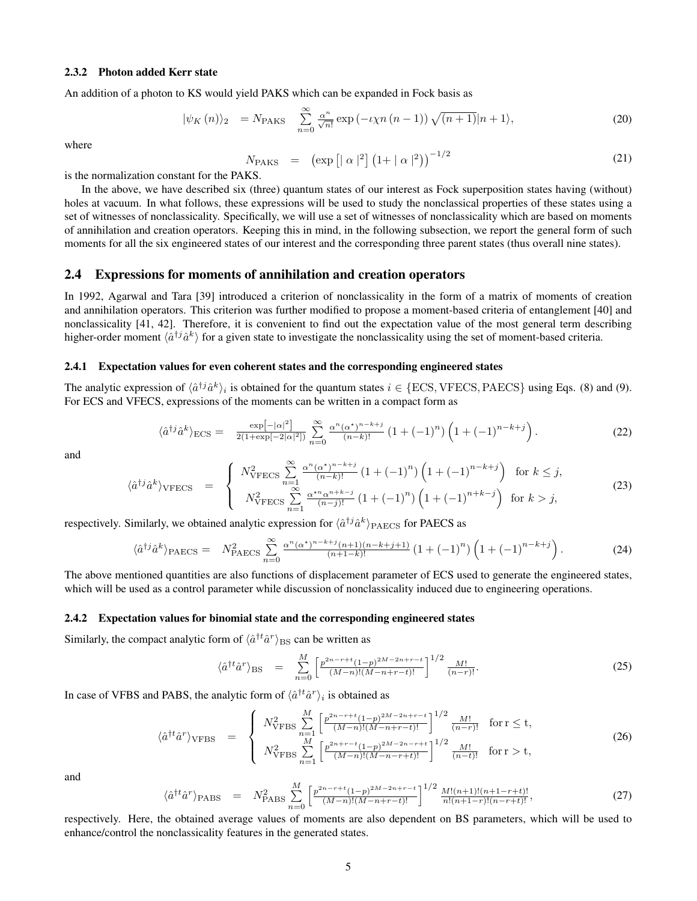#### 2.3.2 Photon added Kerr state

An addition of a photon to KS would yield PAKS which can be expanded in Fock basis as

$$|\psi_K(n)\rangle_2 \quad = N_{\mathrm{PAKS}} \quad \sum_{n=0}^{\infty} \frac{\alpha^n}{\sqrt{n!}} \exp\left(-\iota\chi n(n-1)\right)\sqrt{(n+1)}|n+1\rangle, \tag{20}$$

where

$$N_{\mathrm{PAKS}} \quad = \quad \left(\exp\left[|\,\alpha\,|^2\right]\left(1+|\,\alpha\,|^2\right)\right)^{-1/2} \tag{21}$$

is the normalization constant for the PAKS.

In the above, we have described six (three) quantum states of our interest as Fock superposition states having (without) holes at vacuum. In what follows, these expressions will be used to study the nonclassical properties of these states using a set of witnesses of nonclassicality. Specifically, we will use a set of witnesses of nonclassicality which are based on moments of annihilation and creation operators. Keeping this in mind, in the following subsection, we report the general form of such moments for all the six engineered states of our interest and the corresponding three parent states (thus overall nine states).

## 2.4 Expressions for moments of annihilation and creation operators

In 1992, Agarwal and Tara [39] introduced a criterion of nonclassicality in the form of a matrix of moments of creation and annihilation operators. This criterion was further modified to propose a moment-based criteria of entanglement [40] and nonclassicality [41, 42]. Therefore, it is convenient to find out the expectation value of the most general term describing higher-order moment $\langle\hat{a}^{\dagger j}\hat{a}^k\rangle$ for a given state to investigate the nonclassicality using the set of moment-based criteria.

#### 2.4.1 Expectation values for even coherent states and the corresponding engineered states

The analytic expression of $\langle\hat{a}^{\dagger j}\hat{a}^k\rangle_i$ is obtained for the quantum states $i \in \{\mathrm{ECS}, \mathrm{VFECS}, \mathrm{PAECS}\}$ using Eqs. (8) and (9). For ECS and VFECS, expressions of the moments can be written in a compact form as

$$\langle\hat{a}^{\dagger j}\hat{a}^k\rangle_{\mathrm{ECS}} = \quad \frac{\exp\left[-|\alpha|^2\right]}{2(1+\exp[-2|\alpha|^2])} \sum_{n=0}^{\infty} \frac{\alpha^n(\alpha^\star)^{n-k+j}}{(n-k)!}\left(1+(-1)^n\right)\left(1+(-1)^{n-k+j}\right). \tag{22}$$

and

$$\langle\hat{a}^{\dagger j}\hat{a}^k\rangle_{\mathrm{VFECS}} \quad = \quad \begin{cases} N^2_{\mathrm{VFECS}} \sum\limits_{n=1}^{\infty} \frac{\alpha^n(\alpha^\star)^{n-k+j}}{(n-k)!}\left(1+(-1)^n\right)\left(1+(-1)^{n-k+j}\right) & \text{for } k \leq j, \\ N^2_{\mathrm{VFECS}} \sum\limits_{n=1}^{\infty} \frac{\alpha^{\star n}\alpha^{n+k-j}}{(n-j)!}\left(1+(-1)^n\right)\left(1+(-1)^{n+k-j}\right) & \text{for } k > j, \end{cases} \tag{23}$$

respectively. Similarly, we obtained analytic expression for $\langle\hat{a}^{\dagger j}\hat{a}^k\rangle_{\mathrm{PAECS}}$ for PAECS as

$$\langle\hat{a}^{\dagger j}\hat{a}^k\rangle_{\mathrm{PAECS}} = \quad N^2_{\mathrm{PAECS}} \sum_{n=0}^{\infty} \frac{\alpha^n(\alpha^\star)^{n-k+j}(n+1)(n-k+j+1)}{(n+1-k)!}\left(1+(-1)^n\right)\left(1+(-1)^{n-k+j}\right). \tag{24}$$

The above mentioned quantities are also functions of displacement parameter of ECS used to generate the engineered states, which will be used as a control parameter while discussion of nonclassicality induced due to engineering operations.

#### 2.4.2 Expectation values for binomial state and the corresponding engineered states

Similarly, the compact analytic form of $\langle\hat{a}^{\dagger t}\hat{a}^r\rangle_{\mathrm{BS}}$ can be written as

$$\langle\hat{a}^{\dagger t}\hat{a}^r\rangle_{\mathrm{BS}} \quad = \quad \sum_{n=0}^{M}\left[\frac{p^{2n-r+t}(1-p)^{2M-2n+r-t}}{(M-n)!(M-n+r-t)!}\right]^{1/2}\frac{M!}{(n-r)!}. \tag{25}$$

In case of VFBS and PABS, the analytic form of $\langle\hat{a}^{\dagger t}\hat{a}^r\rangle_i$ is obtained as

$$\langle\hat{a}^{\dagger t}\hat{a}^r\rangle_{\mathrm{VFBS}} \quad = \quad \begin{cases} N^2_{\mathrm{VFBS}} \sum\limits_{n=1}^{M}\left[\frac{p^{2n-r+t}(1-p)^{2M-2n+r-t}}{(M-n)!(M-n+r-t)!}\right]^{1/2}\frac{M!}{(n-r)!} & \text{for r} \leq \text{t}, \\ N^2_{\mathrm{VFBS}} \sum\limits_{n=1}^{M}\left[\frac{p^{2n+r-t}(1-p)^{2M-2n-r+t}}{(M-n)!(M-n-r+t)!}\right]^{1/2}\frac{M!}{(n-t)!} & \text{for r} > \text{t}, \end{cases} \tag{26}$$

and

$$\langle\hat{a}^{\dagger t}\hat{a}^r\rangle_{\mathrm{PABS}} \quad = \quad N^2_{\mathrm{PABS}} \sum_{n=0}^{M}\left[\frac{p^{2n-r+t}(1-p)^{2M-2n+r-t}}{(M-n)!(M-n+r-t)!}\right]^{1/2}\frac{M!(n+1)!(n+1-r+t)!}{n!(n+1-r)!(n-r+t)!}, \tag{27}$$

respectively. Here, the obtained average values of moments are also dependent on BS parameters, which will be used to enhance/control the nonclassicality features in the generated states.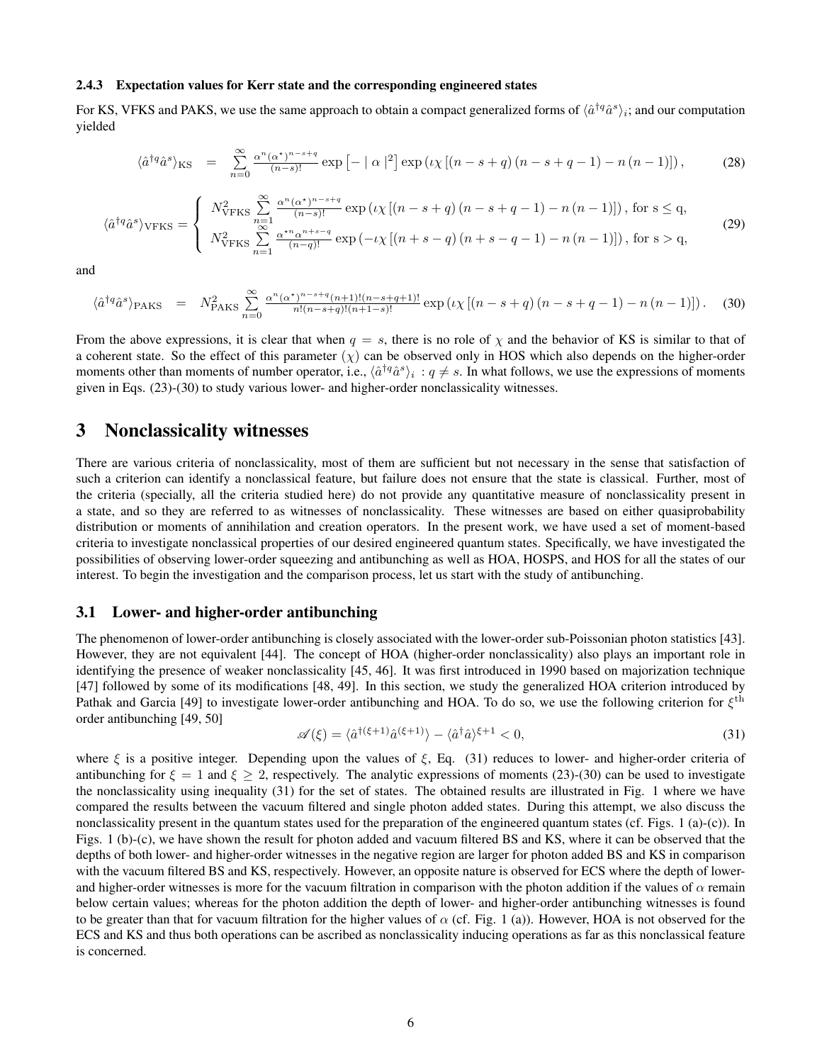#### 2.4.3 Expectation values for Kerr state and the corresponding engineered states

For KS, VFKS and PAKS, we use the same approach to obtain a compact generalized forms of $\langle \hat{a}^{\dagger q}\hat{a}^{s}\rangle_i$; and our computation yielded

$$
\langle \hat{a}^{\dagger q}\hat{a}^{s}\rangle_{\rm KS} = \sum_{n=0}^{\infty} \frac{\alpha^{n}(\alpha^{\star})^{n-s+q}}{(n-s)!} \exp\left[-\mid \alpha \mid^{2}\right] \exp\left(\iota\chi\left[(n-s+q)\left(n-s+q-1\right)-n\left(n-1\right)\right]\right), \tag{28}
$$

$$
\langle \hat{a}^{\dagger q}\hat{a}^{s}\rangle_{\rm VFKS} = \begin{cases} N_{\rm VFKS}^{2}\sum\limits_{n=1}^{\infty} \frac{\alpha^{n}(\alpha^{\star})^{n-s+q}}{(n-s)!} \exp\left(\iota\chi\left[(n-s+q)\left(n-s+q-1\right)-n\left(n-1\right)\right]\right), \text{ for s} \leq \text{q}, \\ N_{\rm VFKS}^{2}\sum\limits_{n=1}^{\infty} \frac{\alpha^{\star n}\alpha^{n+s-q}}{(n-q)!} \exp\left(-\iota\chi\left[(n+s-q)\left(n+s-q-1\right)-n\left(n-1\right)\right]\right), \text{ for s} > \text{q}, \end{cases} \tag{29}
$$

and

$$
\langle \hat{a}^{\dagger q}\hat{a}^{s}\rangle_{\rm PAKS} = N_{\rm PAKS}^{2}\sum_{n=0}^{\infty} \frac{\alpha^{n}(\alpha^{\star})^{n-s+q}(n+1)!(n-s+q+1)!}{n!(n-s+q)!(n+1-s)!} \exp\left(\iota\chi\left[(n-s+q)\left(n-s+q-1\right)-n\left(n-1\right)\right]\right). \tag{30}
$$

From the above expressions, it is clear that when $q = s$, there is no role of $\chi$ and the behavior of KS is similar to that of a coherent state. So the effect of this parameter ($\chi$) can be observed only in HOS which also depends on the higher-order moments other than moments of number operator, i.e., $\langle \hat{a}^{\dagger q}\hat{a}^{s}\rangle_i : q \neq s$. In what follows, we use the expressions of moments given in Eqs. (23)-(30) to study various lower- and higher-order nonclassicality witnesses.

# 3 Nonclassicality witnesses

There are various criteria of nonclassicality, most of them are sufficient but not necessary in the sense that satisfaction of such a criterion can identify a nonclassical feature, but failure does not ensure that the state is classical. Further, most of the criteria (specially, all the criteria studied here) do not provide any quantitative measure of nonclassicality present in a state, and so they are referred to as witnesses of nonclassicality. These witnesses are based on either quasiprobability distribution or moments of annihilation and creation operators. In the present work, we have used a set of moment-based criteria to investigate nonclassical properties of our desired engineered quantum states. Specifically, we have investigated the possibilities of observing lower-order squeezing and antibunching as well as HOA, HOSPS, and HOS for all the states of our interest. To begin the investigation and the comparison process, let us start with the study of antibunching.

## 3.1 Lower- and higher-order antibunching

The phenomenon of lower-order antibunching is closely associated with the lower-order sub-Poissonian photon statistics [43]. However, they are not equivalent [44]. The concept of HOA (higher-order nonclassicality) also plays an important role in identifying the presence of weaker nonclassicality [45, 46]. It was first introduced in 1990 based on majorization technique [47] followed by some of its modifications [48, 49]. In this section, we study the generalized HOA criterion introduced by Pathak and Garcia [49] to investigate lower-order antibunching and HOA. To do so, we use the following criterion for $\xi^{\rm th}$ order antibunching [49, 50]

$$
\mathscr{A}(\xi) = \langle \hat{a}^{\dagger(\xi+1)}\hat{a}^{(\xi+1)}\rangle - \langle \hat{a}^{\dagger}\hat{a}\rangle^{\xi+1} < 0, \tag{31}
$$

where $\xi$ is a positive integer. Depending upon the values of $\xi$, Eq. (31) reduces to lower- and higher-order criteria of antibunching for $\xi = 1$ and $\xi \geq 2$, respectively. The analytic expressions of moments (23)-(30) can be used to investigate the nonclassicality using inequality (31) for the set of states. The obtained results are illustrated in Fig. 1 where we have compared the results between the vacuum filtered and single photon added states. During this attempt, we also discuss the nonclassicality present in the quantum states used for the preparation of the engineered quantum states (cf. Figs. 1 (a)-(c)). In Figs. 1 (b)-(c), we have shown the result for photon added and vacuum filtered BS and KS, where it can be observed that the depths of both lower- and higher-order witnesses in the negative region are larger for photon added BS and KS in comparison with the vacuum filtered BS and KS, respectively. However, an opposite nature is observed for ECS where the depth of lower- and higher-order witnesses is more for the vacuum filtration in comparison with the photon addition if the values of $\alpha$ remain below certain values; whereas for the photon addition the depth of lower- and higher-order antibunching witnesses is found to be greater than that for vacuum filtration for the higher values of $\alpha$ (cf. Fig. 1 (a)). However, HOA is not observed for the ECS and KS and thus both operations can be ascribed as nonclassicality inducing operations as far as this nonclassical feature is concerned.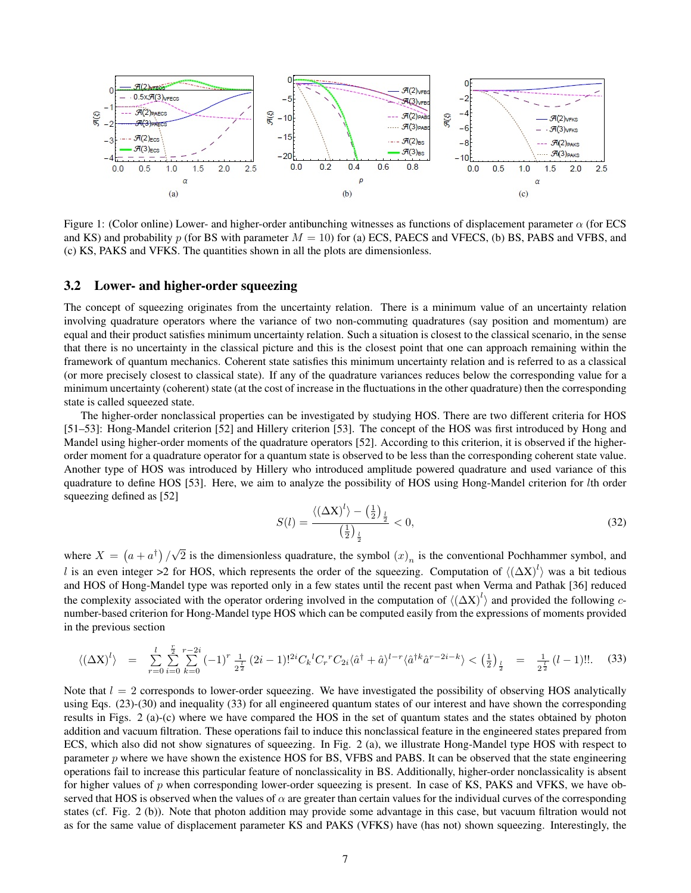(a)

(b)

(c)

Figure 1: (Color online) Lower- and higher-order antibunching witnesses as functions of displacement parameter $\alpha$ (for ECS and KS) and probability $p$ (for BS with parameter $M = 10$) for (a) ECS, PAECS and VFECS, (b) BS, PABS and VFBS, and (c) KS, PAKS and VFKS. The quantities shown in all the plots are dimensionless.

### 3.2 Lower- and higher-order squeezing

The concept of squeezing originates from the uncertainty relation. There is a minimum value of an uncertainty relation involving quadrature operators where the variance of two non-commuting quadratures (say position and momentum) are equal and their product satisfies minimum uncertainty relation. Such a situation is closest to the classical scenario, in the sense that there is no uncertainty in the classical picture and this is the closest point that one can approach remaining within the framework of quantum mechanics. Coherent state satisfies this minimum uncertainty relation and is referred to as a classical (or more precisely closest to classical state). If any of the quadrature variances reduces below the corresponding value for a minimum uncertainty (coherent) state (at the cost of increase in the fluctuations in the other quadrature) then the corresponding state is called squeezed state.

The higher-order nonclassical properties can be investigated by studying HOS. There are two different criteria for HOS [51–53]: Hong-Mandel criterion [52] and Hillery criterion [53]. The concept of the HOS was first introduced by Hong and Mandel using higher-order moments of the quadrature operators [52]. According to this criterion, it is observed if the higher-order moment for a quadrature operator for a quantum state is observed to be less than the corresponding coherent state value. Another type of HOS was introduced by Hillery who introduced amplitude powered quadrature and used variance of this quadrature to define HOS [53]. Here, we aim to analyze the possibility of HOS using Hong-Mandel criterion for $l$th order squeezing defined as [52]

$$S(l) = \frac{\langle(\Delta X)^l\rangle - \left(\frac{1}{2}\right)_{\frac{l}{2}}}{\left(\frac{1}{2}\right)_{\frac{l}{2}}} < 0, \tag{32}$$

where $X = \left(a + a^{\dagger}\right)/\sqrt{2}$ is the dimensionless quadrature, the symbol $(x)_n$ is the conventional Pochhammer symbol, and $l$ is an even integer >2 for HOS, which represents the order of the squeezing. Computation of $\langle(\Delta X)^l\rangle$ was a bit tedious and HOS of Hong-Mandel type was reported only in a few states until the recent past when Verma and Pathak [36] reduced the complexity associated with the operator ordering involved in the computation of $\langle(\Delta X)^l\rangle$ and provided the following $c$-number-based criterion for Hong-Mandel type HOS which can be computed easily from the expressions of moments provided in the previous section

$$\langle(\Delta X)^l\rangle = \sum_{r=0}^{l}\sum_{i=0}^{\frac{r}{2}}\sum_{k=0}^{r-2i}(-1)^r \frac{1}{2^{\frac{l}{2}}}(2i-1)!^{2i}C_k{}^lC_r{}^rC_{2i}\langle\hat{a}^{\dagger}+\hat{a}\rangle^{l-r}\langle\hat{a}^{\dagger k}\hat{a}^{r-2i-k}\rangle < \left(\frac{1}{2}\right)_{\frac{l}{2}} = \frac{1}{2^{\frac{l}{2}}}(l-1)!!. \tag{33}$$

Note that $l = 2$ corresponds to lower-order squeezing. We have investigated the possibility of observing HOS analytically using Eqs. (23)-(30) and inequality (33) for all engineered quantum states of our interest and have shown the corresponding results in Figs. 2 (a)-(c) where we have compared the HOS in the set of quantum states and the states obtained by photon addition and vacuum filtration. These operations fail to induce this nonclassical feature in the engineered states prepared from ECS, which also did not show signatures of squeezing. In Fig. 2 (a), we illustrate Hong-Mandel type HOS with respect to parameter $p$ where we have shown the existence HOS for BS, VFBS and PABS. It can be observed that the state engineering operations fail to increase this particular feature of nonclassicality in BS. Additionally, higher-order nonclassicality is absent for higher values of $p$ when corresponding lower-order squeezing is present. In case of KS, PAKS and VFKS, we have observed that HOS is observed when the values of $\alpha$ are greater than certain values for the individual curves of the corresponding states (cf. Fig. 2 (b)). Note that photon addition may provide some advantage in this case, but vacuum filtration would not as for the same value of displacement parameter KS and PAKS (VFKS) have (has not) shown squeezing. Interestingly, the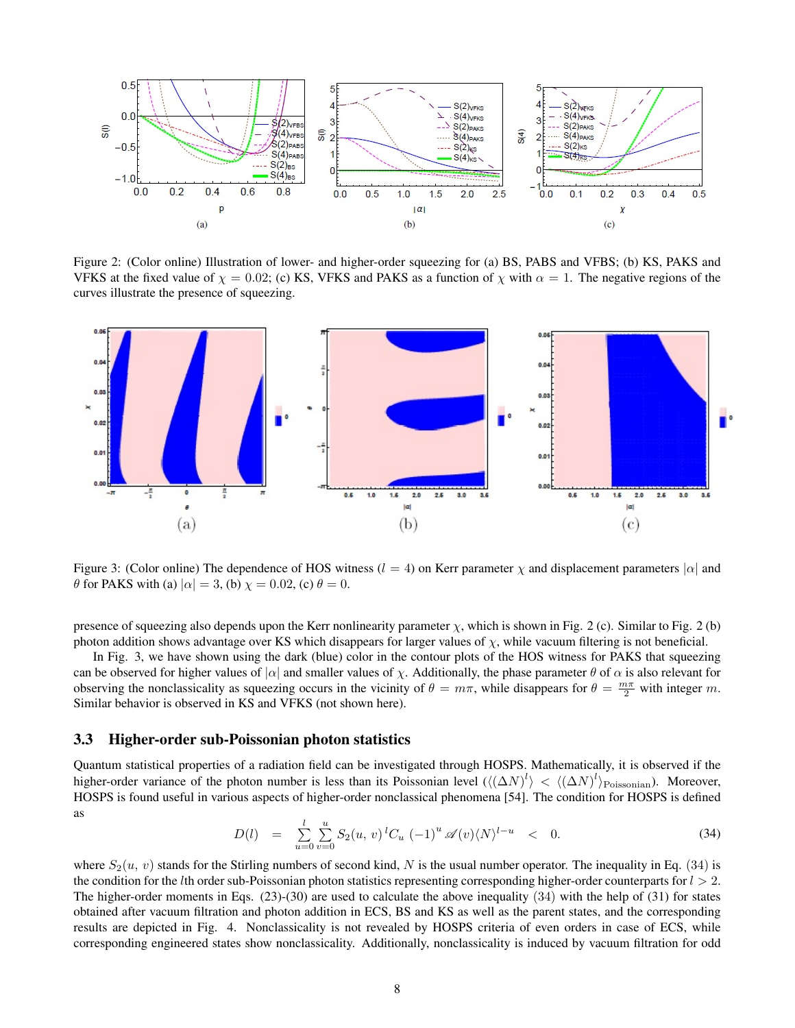Figure 2: (Color online) Illustration of lower- and higher-order squeezing for (a) BS, PABS and VFBS; (b) KS, PAKS and VFKS at the fixed value of $\chi = 0.02$; (c) KS, VFKS and PAKS as a function of $\chi$ with $\alpha = 1$. The negative regions of the curves illustrate the presence of squeezing.

Figure 3: (Color online) The dependence of HOS witness ($l = 4$) on Kerr parameter $\chi$ and displacement parameters $|\alpha|$ and $\theta$ for PAKS with (a) $|\alpha| = 3$, (b) $\chi = 0.02$, (c) $\theta = 0$.

presence of squeezing also depends upon the Kerr nonlinearity parameter $\chi$, which is shown in Fig. 2 (c). Similar to Fig. 2 (b) photon addition shows advantage over KS which disappears for larger values of $\chi$, while vacuum filtering is not beneficial.

In Fig. 3, we have shown using the dark (blue) color in the contour plots of the HOS witness for PAKS that squeezing can be observed for higher values of $|\alpha|$ and smaller values of $\chi$. Additionally, the phase parameter $\theta$ of $\alpha$ is also relevant for observing the nonclassicality as squeezing occurs in the vicinity of $\theta = m\pi$, while disappears for $\theta = \frac{m\pi}{2}$ with integer $m$. Similar behavior is observed in KS and VFKS (not shown here).

### 3.3 Higher-order sub-Poissonian photon statistics

Quantum statistical properties of a radiation field can be investigated through HOSPS. Mathematically, it is observed if the higher-order variance of the photon number is less than its Poissonian level ($\langle(\Delta N)^l\rangle < \langle(\Delta N)^l\rangle_{\text{Poissonian}}$). Moreover, HOSPS is found useful in various aspects of higher-order nonclassical phenomena [54]. The condition for HOSPS is defined as

$$D(l) \;=\; \sum_{u=0}^{l}\sum_{v=0}^{u} S_2(u,\,v)\,{}^{l}C_u\,(-1)^u\,\mathscr{A}(v)\langle N\rangle^{l-u} \;<\; 0. \tag{34}$$

where $S_2(u,\,v)$ stands for the Stirling numbers of second kind, $N$ is the usual number operator. The inequality in Eq. (34) is the condition for the $l$th order sub-Poissonian photon statistics representing corresponding higher-order counterparts for $l > 2$. The higher-order moments in Eqs. (23)-(30) are used to calculate the above inequality (34) with the help of (31) for states obtained after vacuum filtration and photon addition in ECS, BS and KS as well as the parent states, and the corresponding results are depicted in Fig. 4. Nonclassicality is not revealed by HOSPS criteria of even orders in case of ECS, while corresponding engineered states show nonclassicality. Additionally, nonclassicality is induced by vacuum filtration for odd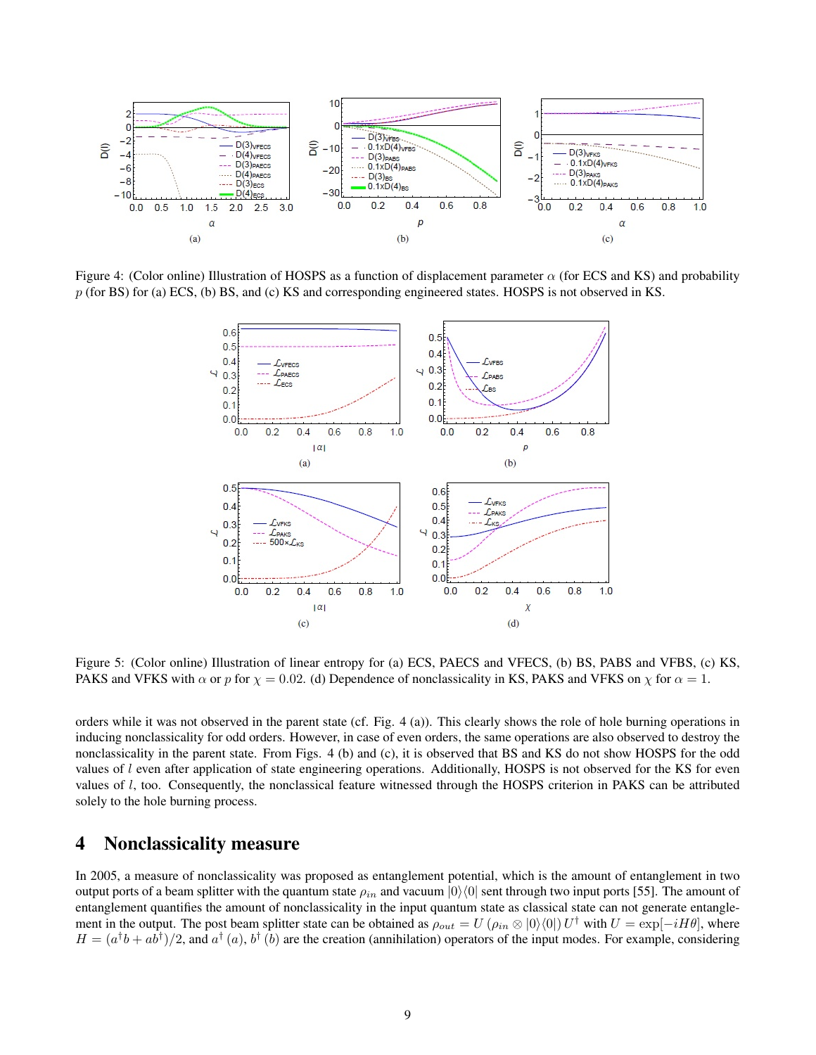(a)

(b)

(c)

Figure 4: (Color online) Illustration of HOSPS as a function of displacement parameter $\alpha$ (for ECS and KS) and probability $p$ (for BS) for (a) ECS, (b) BS, and (c) KS and corresponding engineered states. HOSPS is not observed in KS.

(a)

(b)

(c)

(d)

Figure 5: (Color online) Illustration of linear entropy for (a) ECS, PAECS and VFECS, (b) BS, PABS and VFBS, (c) KS, PAKS and VFKS with $\alpha$ or $p$ for $\chi = 0.02$. (d) Dependence of nonclassicality in KS, PAKS and VFKS on $\chi$ for $\alpha = 1$.

orders while it was not observed in the parent state (cf. Fig. 4 (a)). This clearly shows the role of hole burning operations in inducing nonclassicality for odd orders. However, in case of even orders, the same operations are also observed to destroy the nonclassicality in the parent state. From Figs. 4 (b) and (c), it is observed that BS and KS do not show HOSPS for the odd values of $l$ even after application of state engineering operations. Additionally, HOSPS is not observed for the KS for even values of $l$, too. Consequently, the nonclassical feature witnessed through the HOSPS criterion in PAKS can be attributed solely to the hole burning process.

## 4 Nonclassicality measure

In 2005, a measure of nonclassicality was proposed as entanglement potential, which is the amount of entanglement in two output ports of a beam splitter with the quantum state $\rho_{in}$ and vacuum $|0\rangle\langle 0|$ sent through two input ports [55]. The amount of entanglement quantifies the amount of nonclassicality in the input quantum state as classical state can not generate entanglement in the output. The post beam splitter state can be obtained as $\rho_{out} = U\left(\rho_{in} \otimes |0\rangle\langle 0|\right)U^{\dagger}$ with $U = \exp[-iH\theta]$, where $H = (a^{\dagger}b + ab^{\dagger})/2$, and $a^{\dagger}$ $(a)$, $b^{\dagger}$ $(b)$ are the creation (annihilation) operators of the input modes. For example, considering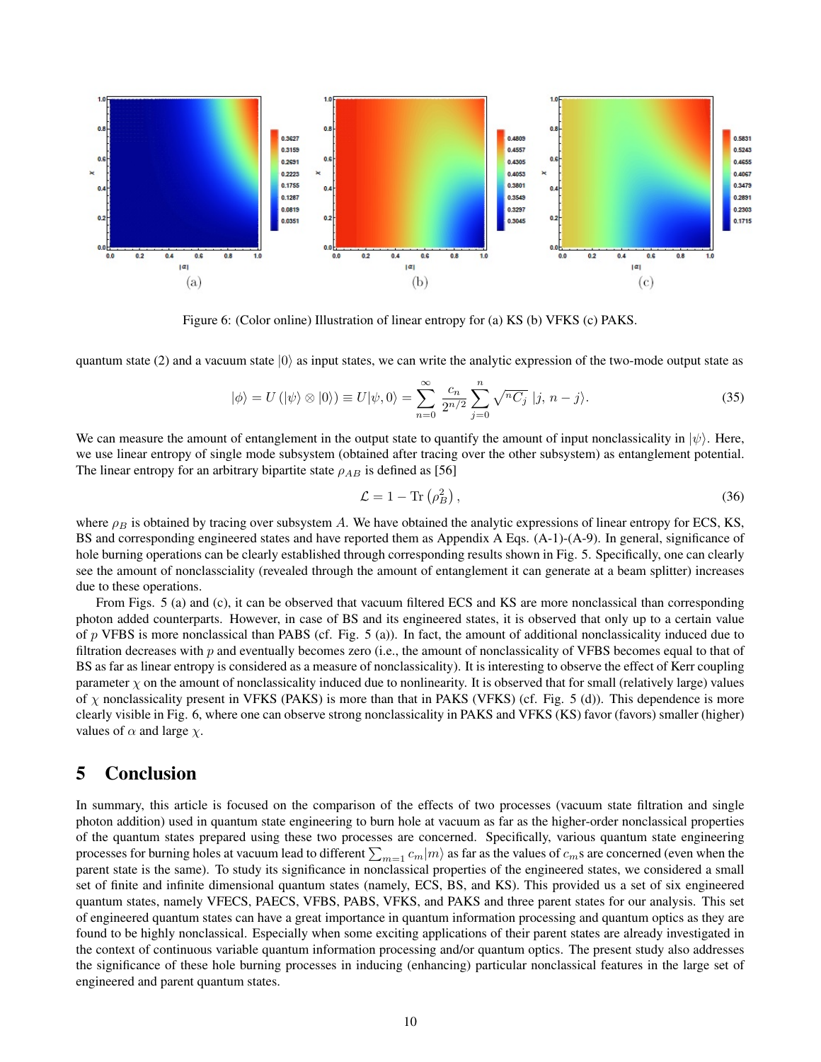Figure 6: (Color online) Illustration of linear entropy for (a) KS (b) VFKS (c) PAKS.

quantum state (2) and a vacuum state $|0\rangle$ as input states, we can write the analytic expression of the two-mode output state as

$$|\phi\rangle = U\left(|\psi\rangle \otimes |0\rangle\right) \equiv U|\psi,0\rangle = \sum_{n=0}^{\infty} \frac{c_n}{2^{n/2}} \sum_{j=0}^{n} \sqrt{{}^{n}C_j}\; |j,\, n-j\rangle. \tag{35}$$

We can measure the amount of entanglement in the output state to quantify the amount of input nonclassicality in $|\psi\rangle$. Here, we use linear entropy of single mode subsystem (obtained after tracing over the other subsystem) as entanglement potential. The linear entropy for an arbitrary bipartite state $\rho_{AB}$ is defined as [56]

$$\mathcal{L} = 1 - \mathrm{Tr}\left(\rho_B^2\right), \tag{36}$$

where $\rho_B$ is obtained by tracing over subsystem $A$. We have obtained the analytic expressions of linear entropy for ECS, KS, BS and corresponding engineered states and have reported them as Appendix A Eqs. (A-1)-(A-9). In general, significance of hole burning operations can be clearly established through corresponding results shown in Fig. 5. Specifically, one can clearly see the amount of nonclassciality (revealed through the amount of entanglement it can generate at a beam splitter) increases due to these operations.

From Figs. 5 (a) and (c), it can be observed that vacuum filtered ECS and KS are more nonclassical than corresponding photon added counterparts. However, in case of BS and its engineered states, it is observed that only up to a certain value of $p$ VFBS is more nonclassical than PABS (cf. Fig. 5 (a)). In fact, the amount of additional nonclassicality induced due to filtration decreases with $p$ and eventually becomes zero (i.e., the amount of nonclassicality of VFBS becomes equal to that of BS as far as linear entropy is considered as a measure of nonclassicality). It is interesting to observe the effect of Kerr coupling parameter $\chi$ on the amount of nonclassicality induced due to nonlinearity. It is observed that for small (relatively large) values of $\chi$ nonclassicality present in VFKS (PAKS) is more than that in PAKS (VFKS) (cf. Fig. 5 (d)). This dependence is more clearly visible in Fig. 6, where one can observe strong nonclassicality in PAKS and VFKS (KS) favor (favors) smaller (higher) values of $\alpha$ and large $\chi$.

# 5 Conclusion

In summary, this article is focused on the comparison of the effects of two processes (vacuum state filtration and single photon addition) used in quantum state engineering to burn hole at vacuum as far as the higher-order nonclassical properties of the quantum states prepared using these two processes are concerned. Specifically, various quantum state engineering processes for burning holes at vacuum lead to different $\sum_{m=1} c_m|m\rangle$ as far as the values of $c_m$s are concerned (even when the parent state is the same). To study its significance in nonclassical properties of the engineered states, we considered a small set of finite and infinite dimensional quantum states (namely, ECS, BS, and KS). This provided us a set of six engineered quantum states, namely VFECS, PAECS, VFBS, PABS, VFKS, and PAKS and three parent states for our analysis. This set of engineered quantum states can have a great importance in quantum information processing and quantum optics as they are found to be highly nonclassical. Especially when some exciting applications of their parent states are already investigated in the context of continuous variable quantum information processing and/or quantum optics. The present study also addresses the significance of these hole burning processes in inducing (enhancing) particular nonclassical features in the large set of engineered and parent quantum states.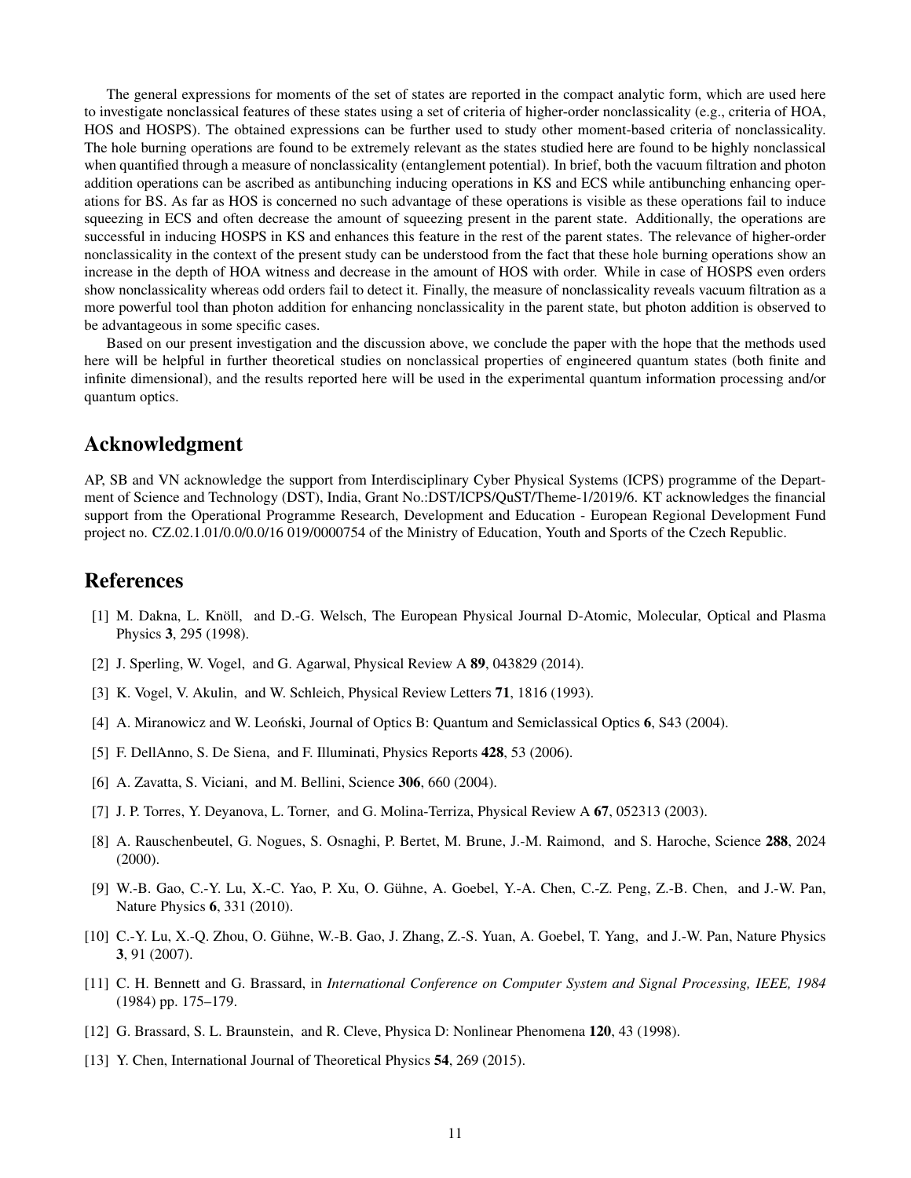The general expressions for moments of the set of states are reported in the compact analytic form, which are used here to investigate nonclassical features of these states using a set of criteria of higher-order nonclassicality (e.g., criteria of HOA, HOS and HOSPS). The obtained expressions can be further used to study other moment-based criteria of nonclassicality. The hole burning operations are found to be extremely relevant as the states studied here are found to be highly nonclassical when quantified through a measure of nonclassicality (entanglement potential). In brief, both the vacuum filtration and photon addition operations can be ascribed as antibunching inducing operations in KS and ECS while antibunching enhancing operations for BS. As far as HOS is concerned no such advantage of these operations is visible as these operations fail to induce squeezing in ECS and often decrease the amount of squeezing present in the parent state. Additionally, the operations are successful in inducing HOSPS in KS and enhances this feature in the rest of the parent states. The relevance of higher-order nonclassicality in the context of the present study can be understood from the fact that these hole burning operations show an increase in the depth of HOA witness and decrease in the amount of HOS with order. While in case of HOSPS even orders show nonclassicality whereas odd orders fail to detect it. Finally, the measure of nonclassicality reveals vacuum filtration as a more powerful tool than photon addition for enhancing nonclassicality in the parent state, but photon addition is observed to be advantageous in some specific cases.

Based on our present investigation and the discussion above, we conclude the paper with the hope that the methods used here will be helpful in further theoretical studies on nonclassical properties of engineered quantum states (both finite and infinite dimensional), and the results reported here will be used in the experimental quantum information processing and/or quantum optics.

## Acknowledgment

AP, SB and VN acknowledge the support from Interdisciplinary Cyber Physical Systems (ICPS) programme of the Department of Science and Technology (DST), India, Grant No.:DST/ICPS/QuST/Theme-1/2019/6. KT acknowledges the financial support from the Operational Programme Research, Development and Education - European Regional Development Fund project no. CZ.02.1.01/0.0/0.0/16 019/0000754 of the Ministry of Education, Youth and Sports of the Czech Republic.

## References

[1] M. Dakna, L. Knöll, and D.-G. Welsch, The European Physical Journal D-Atomic, Molecular, Optical and Plasma Physics **3**, 295 (1998).

[2] J. Sperling, W. Vogel, and G. Agarwal, Physical Review A **89**, 043829 (2014).

[3] K. Vogel, V. Akulin, and W. Schleich, Physical Review Letters **71**, 1816 (1993).

[4] A. Miranowicz and W. Leoński, Journal of Optics B: Quantum and Semiclassical Optics **6**, S43 (2004).

[5] F. DellAnno, S. De Siena, and F. Illuminati, Physics Reports **428**, 53 (2006).

[6] A. Zavatta, S. Viciani, and M. Bellini, Science **306**, 660 (2004).

[7] J. P. Torres, Y. Deyanova, L. Torner, and G. Molina-Terriza, Physical Review A **67**, 052313 (2003).

[8] A. Rauschenbeutel, G. Nogues, S. Osnaghi, P. Bertet, M. Brune, J.-M. Raimond, and S. Haroche, Science **288**, 2024 (2000).

[9] W.-B. Gao, C.-Y. Lu, X.-C. Yao, P. Xu, O. Gühne, A. Goebel, Y.-A. Chen, C.-Z. Peng, Z.-B. Chen, and J.-W. Pan, Nature Physics **6**, 331 (2010).

[10] C.-Y. Lu, X.-Q. Zhou, O. Gühne, W.-B. Gao, J. Zhang, Z.-S. Yuan, A. Goebel, T. Yang, and J.-W. Pan, Nature Physics **3**, 91 (2007).

[11] C. H. Bennett and G. Brassard, in *International Conference on Computer System and Signal Processing, IEEE, 1984* (1984) pp. 175–179.

[12] G. Brassard, S. L. Braunstein, and R. Cleve, Physica D: Nonlinear Phenomena **120**, 43 (1998).

[13] Y. Chen, International Journal of Theoretical Physics **54**, 269 (2015).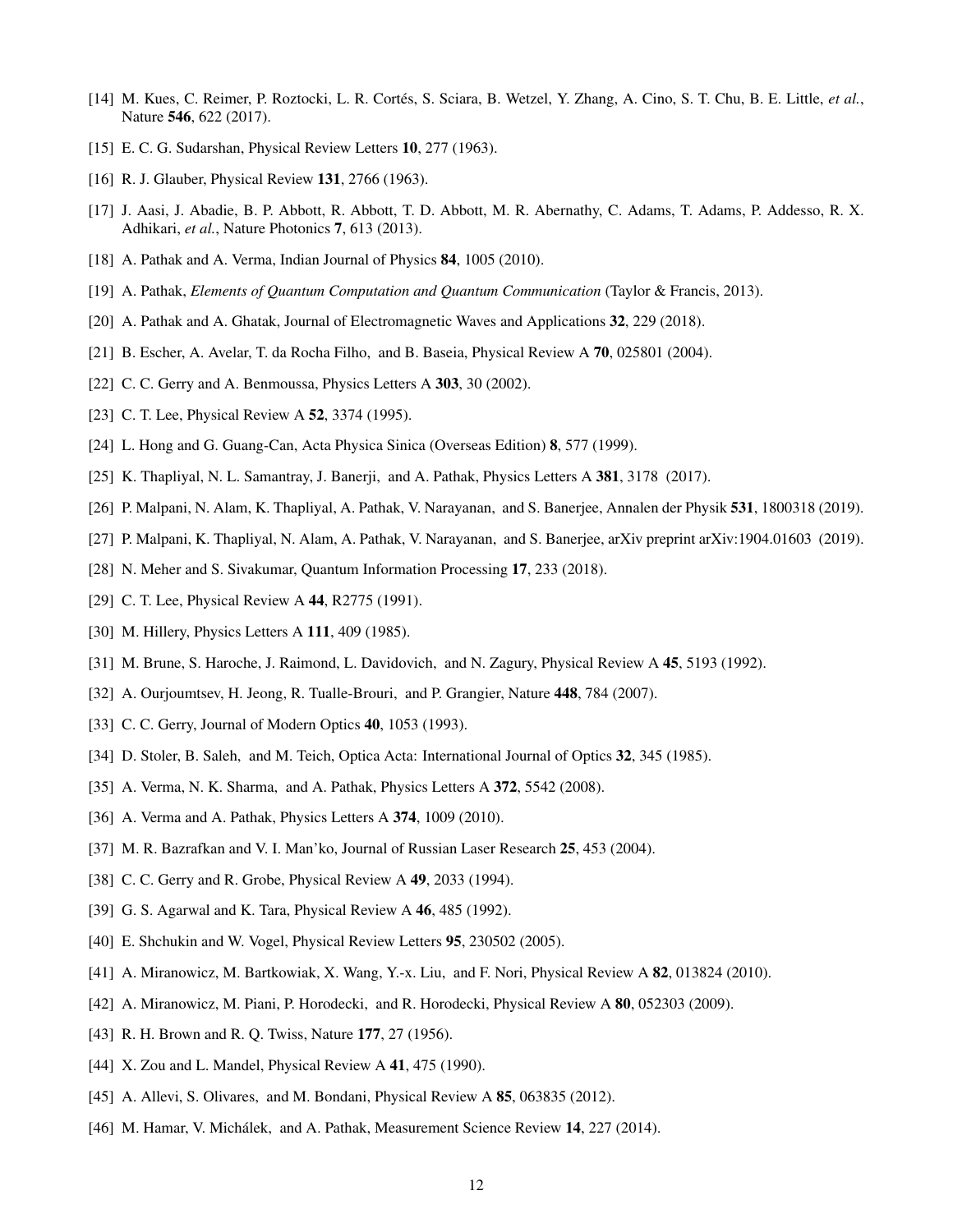[14] M. Kues, C. Reimer, P. Roztocki, L. R. Cortés, S. Sciara, B. Wetzel, Y. Zhang, A. Cino, S. T. Chu, B. E. Little, *et al.*, Nature **546**, 622 (2017).

[15] E. C. G. Sudarshan, Physical Review Letters **10**, 277 (1963).

[16] R. J. Glauber, Physical Review **131**, 2766 (1963).

[17] J. Aasi, J. Abadie, B. P. Abbott, R. Abbott, T. D. Abbott, M. R. Abernathy, C. Adams, T. Adams, P. Addesso, R. X. Adhikari, *et al.*, Nature Photonics **7**, 613 (2013).

[18] A. Pathak and A. Verma, Indian Journal of Physics **84**, 1005 (2010).

[19] A. Pathak, *Elements of Quantum Computation and Quantum Communication* (Taylor & Francis, 2013).

[20] A. Pathak and A. Ghatak, Journal of Electromagnetic Waves and Applications **32**, 229 (2018).

[21] B. Escher, A. Avelar, T. da Rocha Filho, and B. Baseia, Physical Review A **70**, 025801 (2004).

[22] C. C. Gerry and A. Benmoussa, Physics Letters A **303**, 30 (2002).

[23] C. T. Lee, Physical Review A **52**, 3374 (1995).

[24] L. Hong and G. Guang-Can, Acta Physica Sinica (Overseas Edition) **8**, 577 (1999).

[25] K. Thapliyal, N. L. Samantray, J. Banerji, and A. Pathak, Physics Letters A **381**, 3178 (2017).

[26] P. Malpani, N. Alam, K. Thapliyal, A. Pathak, V. Narayanan, and S. Banerjee, Annalen der Physik **531**, 1800318 (2019).

[27] P. Malpani, K. Thapliyal, N. Alam, A. Pathak, V. Narayanan, and S. Banerjee, arXiv preprint arXiv:1904.01603 (2019).

[28] N. Meher and S. Sivakumar, Quantum Information Processing **17**, 233 (2018).

[29] C. T. Lee, Physical Review A **44**, R2775 (1991).

[30] M. Hillery, Physics Letters A **111**, 409 (1985).

[31] M. Brune, S. Haroche, J. Raimond, L. Davidovich, and N. Zagury, Physical Review A **45**, 5193 (1992).

[32] A. Ourjoumtsev, H. Jeong, R. Tualle-Brouri, and P. Grangier, Nature **448**, 784 (2007).

[33] C. C. Gerry, Journal of Modern Optics **40**, 1053 (1993).

[34] D. Stoler, B. Saleh, and M. Teich, Optica Acta: International Journal of Optics **32**, 345 (1985).

[35] A. Verma, N. K. Sharma, and A. Pathak, Physics Letters A **372**, 5542 (2008).

[36] A. Verma and A. Pathak, Physics Letters A **374**, 1009 (2010).

[37] M. R. Bazrafkan and V. I. Man'ko, Journal of Russian Laser Research **25**, 453 (2004).

[38] C. C. Gerry and R. Grobe, Physical Review A **49**, 2033 (1994).

[39] G. S. Agarwal and K. Tara, Physical Review A **46**, 485 (1992).

[40] E. Shchukin and W. Vogel, Physical Review Letters **95**, 230502 (2005).

[41] A. Miranowicz, M. Bartkowiak, X. Wang, Y.-x. Liu, and F. Nori, Physical Review A **82**, 013824 (2010).

[42] A. Miranowicz, M. Piani, P. Horodecki, and R. Horodecki, Physical Review A **80**, 052303 (2009).

[43] R. H. Brown and R. Q. Twiss, Nature **177**, 27 (1956).

[44] X. Zou and L. Mandel, Physical Review A **41**, 475 (1990).

[45] A. Allevi, S. Olivares, and M. Bondani, Physical Review A **85**, 063835 (2012).

[46] M. Hamar, V. Michálek, and A. Pathak, Measurement Science Review **14**, 227 (2014).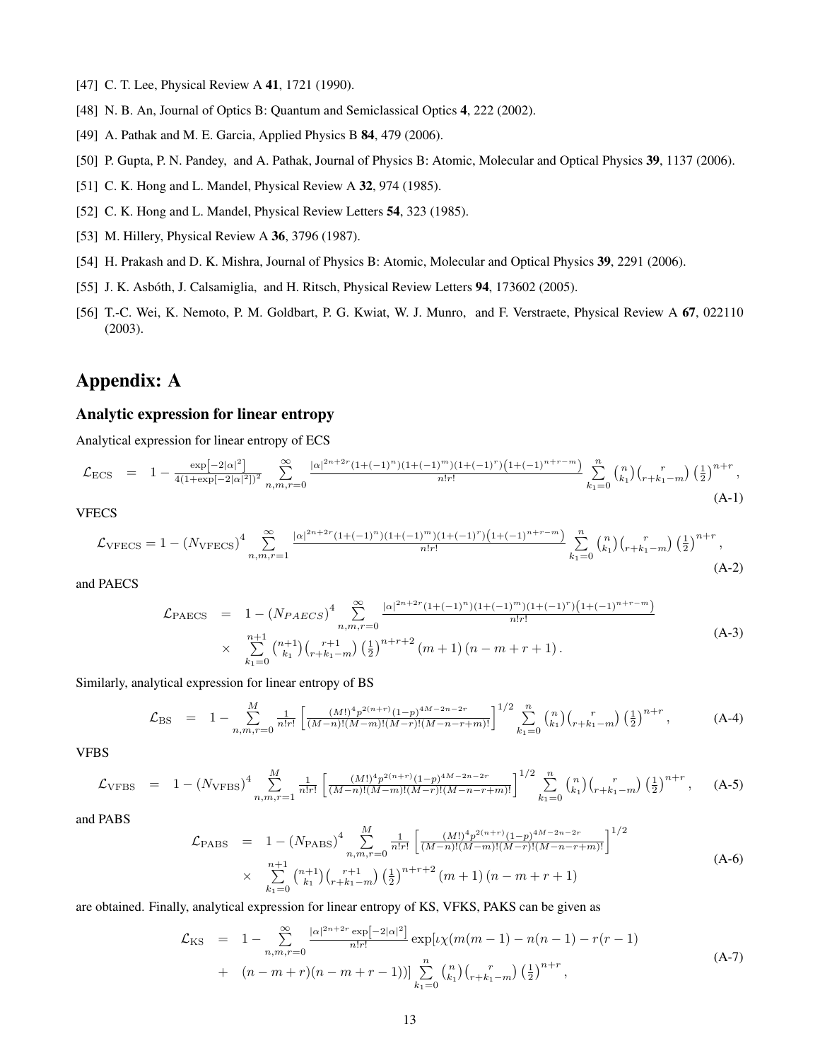[47] C. T. Lee, Physical Review A **41**, 1721 (1990).

[48] N. B. An, Journal of Optics B: Quantum and Semiclassical Optics **4**, 222 (2002).

[49] A. Pathak and M. E. Garcia, Applied Physics B **84**, 479 (2006).

[50] P. Gupta, P. N. Pandey, and A. Pathak, Journal of Physics B: Atomic, Molecular and Optical Physics **39**, 1137 (2006).

[51] C. K. Hong and L. Mandel, Physical Review A **32**, 974 (1985).

[52] C. K. Hong and L. Mandel, Physical Review Letters **54**, 323 (1985).

[53] M. Hillery, Physical Review A **36**, 3796 (1987).

[54] H. Prakash and D. K. Mishra, Journal of Physics B: Atomic, Molecular and Optical Physics **39**, 2291 (2006).

[55] J. K. Asbóth, J. Calsamiglia, and H. Ritsch, Physical Review Letters **94**, 173602 (2005).

[56] T.-C. Wei, K. Nemoto, P. M. Goldbart, P. G. Kwiat, W. J. Munro, and F. Verstraete, Physical Review A **67**, 022110 (2003).

# Appendix: A

## Analytic expression for linear entropy

Analytical expression for linear entropy of ECS

$$\mathcal{L}_{\rm ECS} = 1-\frac{\exp\left[-2|\alpha|^2\right]}{4(1+\exp[-2|\alpha|^2])^2}\sum_{n,m,r=0}^{\infty}\frac{|\alpha|^{2n+2r}(1+(-1)^n)(1+(-1)^m)(1+(-1)^r)\left(1+(-1)^{n+r-m}\right)}{n!r!}\sum_{k_1=0}^{n}\binom{n}{k_1}\binom{r}{r+k_1-m}\left(\frac{1}{2}\right)^{n+r}, \tag{A-1}$$

VFECS

$$\mathcal{L}_{\rm VFECS} = 1-\left(N_{\rm VFECS}\right)^4\sum_{n,m,r=1}^{\infty}\frac{|\alpha|^{2n+2r}(1+(-1)^n)(1+(-1)^m)(1+(-1)^r)\left(1+(-1)^{n+r-m}\right)}{n!r!}\sum_{k_1=0}^{n}\binom{n}{k_1}\binom{r}{r+k_1-m}\left(\frac{1}{2}\right)^{n+r}, \tag{A-2}$$

and PAECS

$$\begin{aligned}\mathcal{L}_{\rm PAECS} &= 1-\left(N_{PAECS}\right)^4\sum_{n,m,r=0}^{\infty}\frac{|\alpha|^{2n+2r}(1+(-1)^n)(1+(-1)^m)(1+(-1)^r)\left(1+(-1)^{n+r-m}\right)}{n!r!}\\ &\times\sum_{k_1=0}^{n+1}\binom{n+1}{k_1}\binom{r+1}{r+k_1-m}\left(\frac{1}{2}\right)^{n+r+2}(m+1)(n-m+r+1).\end{aligned} \tag{A-3}$$

Similarly, analytical expression for linear entropy of BS

$$\mathcal{L}_{\rm BS} = 1-\sum_{n,m,r=0}^{M}\frac{1}{n!r!}\left[\frac{(M!)^4p^{2(n+r)}(1-p)^{4M-2n-2r}}{(M-n)!(M-m)!(M-r)!(M-n-r+m)!}\right]^{1/2}\sum_{k_1=0}^{n}\binom{n}{k_1}\binom{r}{r+k_1-m}\left(\frac{1}{2}\right)^{n+r}, \tag{A-4}$$

VFBS

$$\mathcal{L}_{\rm VFBS} = 1-\left(N_{\rm VFBS}\right)^4\sum_{n,m,r=1}^{M}\frac{1}{n!r!}\left[\frac{(M!)^4p^{2(n+r)}(1-p)^{4M-2n-2r}}{(M-n)!(M-m)!(M-r)!(M-n-r+m)!}\right]^{1/2}\sum_{k_1=0}^{n}\binom{n}{k_1}\binom{r}{r+k_1-m}\left(\frac{1}{2}\right)^{n+r}, \tag{A-5}$$

and PABS

$$\begin{aligned}\mathcal{L}_{\rm PABS} &= 1-\left(N_{\rm PABS}\right)^4\sum_{n,m,r=0}^{M}\frac{1}{n!r!}\left[\frac{(M!)^4p^{2(n+r)}(1-p)^{4M-2n-2r}}{(M-n)!(M-m)!(M-r)!(M-n-r+m)!}\right]^{1/2}\\ &\times\sum_{k_1=0}^{n+1}\binom{n+1}{k_1}\binom{r+1}{r+k_1-m}\left(\frac{1}{2}\right)^{n+r+2}(m+1)(n-m+r+1)\end{aligned} \tag{A-6}$$

are obtained. Finally, analytical expression for linear entropy of KS, VFKS, PAKS can be given as

$$\begin{aligned}\mathcal{L}_{\rm KS} &= 1-\sum_{n,m,r=0}^{\infty}\frac{|\alpha|^{2n+2r}\exp\left[-2|\alpha|^2\right]}{n!r!}\exp[\iota\chi(m(m-1)-n(n-1)-r(r-1)\\ &+ (n-m+r)(n-m+r-1))]\sum_{k_1=0}^{n}\binom{n}{k_1}\binom{r}{r+k_1-m}\left(\frac{1}{2}\right)^{n+r},\end{aligned} \tag{A-7}$$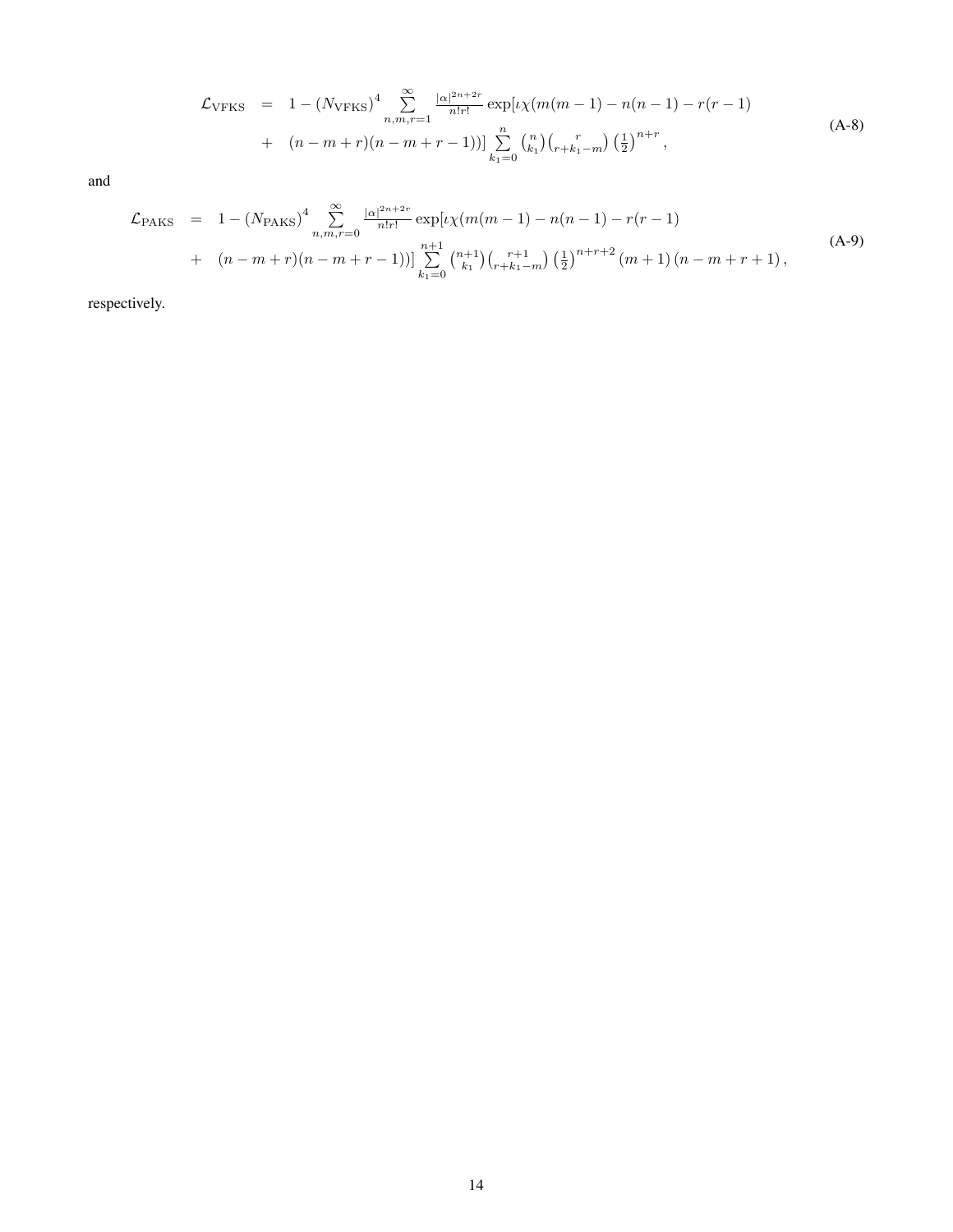$$
\begin{aligned}
\mathcal{L}_{\mathrm{VFKS}} &= 1-\left(N_{\mathrm{VFKS}}\right)^{4}\sum_{n,m,r=1}^{\infty}\frac{|\alpha|^{2n+2r}}{n!r!}\exp[\iota\chi(m(m-1)-n(n-1)-r(r-1)\\
&+ (n-m+r)(n-m+r-1))]\sum_{k_1=0}^{n}\binom{n}{k_1}\binom{r}{r+k_1-m}\left(\frac{1}{2}\right)^{n+r},
\end{aligned}
\tag{A-8}
$$

and

$$
\begin{aligned}
\mathcal{L}_{\mathrm{PAKS}} &= 1-\left(N_{\mathrm{PAKS}}\right)^{4}\sum_{n,m,r=0}^{\infty}\frac{|\alpha|^{2n+2r}}{n!r!}\exp[\iota\chi(m(m-1)-n(n-1)-r(r-1)\\
&+ (n-m+r)(n-m+r-1))]\sum_{k_1=0}^{n+1}\binom{n+1}{k_1}\binom{r+1}{r+k_1-m}\left(\frac{1}{2}\right)^{n+r+2}(m+1)\left(n-m+r+1\right),
\end{aligned}
\tag{A-9}
$$

respectively.